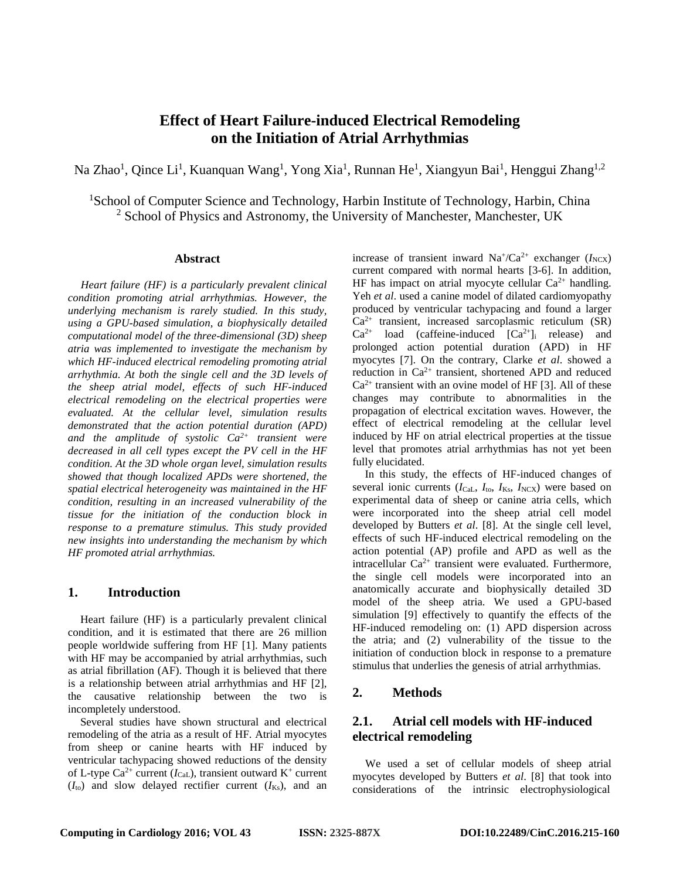# Effect of Heart Failure-induced Electrical Remodeling on the Initiation of Atrial Arrhythmias

Na Zhao[1], Qince Li[1], Kuanquan Wang[1], Yong Xia[1], Runnan He[1], Xiangyun Bai[1], Henggui Zhang[1,2]

[1]School of Computer Science and Technology, Harbin Institute of Technology, Harbin, China
[2] School of Physics and Astronomy, the University of Manchester, Manchester, UK

### Abstract

*Heart failure (HF) is a particularly prevalent clinical condition promoting atrial arrhythmias. However, the underlying mechanism is rarely studied. In this study, using a GPU-based simulation, a biophysically detailed computational model of the three-dimensional (3D) sheep atria was implemented to investigate the mechanism by which HF-induced electrical remodeling promoting atrial arrhythmia. At both the single cell and the 3D levels of the sheep atrial model, effects of such HF-induced electrical remodeling on the electrical properties were evaluated. At the cellular level, simulation results demonstrated that the action potential duration (APD) and the amplitude of systolic $Ca^{2+}$ transient were decreased in all cell types except the PV cell in the HF condition. At the 3D whole organ level, simulation results showed that though localized APDs were shortened, the spatial electrical heterogeneity was maintained in the HF condition, resulting in an increased vulnerability of the tissue for the initiation of the conduction block in response to a premature stimulus. This study provided new insights into understanding the mechanism by which HF promoted atrial arrhythmias.*

## 1. Introduction

Heart failure (HF) is a particularly prevalent clinical condition, and it is estimated that there are 26 million people worldwide suffering from HF [1]. Many patients with HF may be accompanied by atrial arrhythmias, such as atrial fibrillation (AF). Though it is believed that there is a relationship between atrial arrhythmias and HF [2], the causative relationship between the two is incompletely understood.

Several studies have shown structural and electrical remodeling of the atria as a result of HF. Atrial myocytes from sheep or canine hearts with HF induced by ventricular tachypacing showed reductions of the density of L-type $Ca^{2+}$ current ($I_{CaL}$), transient outward $K^+$ current ($I_{to}$) and slow delayed rectifier current ($I_{Ks}$), and an increase of transient inward $Na^+/Ca^{2+}$ exchanger ($I_{NCX}$) current compared with normal hearts [3-6]. In addition, HF has impact on atrial myocyte cellular $Ca^{2+}$ handling. Yeh *et al*. used a canine model of dilated cardiomyopathy produced by ventricular tachypacing and found a larger $Ca^{2+}$ transient, increased sarcoplasmic reticulum (SR) $Ca^{2+}$ load (caffeine-induced $[Ca^{2+}]_i$ release) and prolonged action potential duration (APD) in HF myocytes [7]. On the contrary, Clarke *et al*. showed a reduction in $Ca^{2+}$ transient, shortened APD and reduced $Ca^{2+}$ transient with an ovine model of HF [3]. All of these changes may contribute to abnormalities in the propagation of electrical excitation waves. However, the effect of electrical remodeling at the cellular level induced by HF on atrial electrical properties at the tissue level that promotes atrial arrhythmias has not yet been fully elucidated.

In this study, the effects of HF-induced changes of several ionic currents ($I_{CaL}$, $I_{to}$, $I_{Ks}$, $I_{NCX}$) were based on experimental data of sheep or canine atria cells, which were incorporated into the sheep atrial cell model developed by Butters *et al*. [8]. At the single cell level, effects of such HF-induced electrical remodeling on the action potential (AP) profile and APD as well as the intracellular $Ca^{2+}$ transient were evaluated. Furthermore, the single cell models were incorporated into an anatomically accurate and biophysically detailed 3D model of the sheep atria. We used a GPU-based simulation [9] effectively to quantify the effects of the HF-induced remodeling on: (1) APD dispersion across the atria; and (2) vulnerability of the tissue to the initiation of conduction block in response to a premature stimulus that underlies the genesis of atrial arrhythmias.

## 2. Methods

### 2.1. Atrial cell models with HF-induced electrical remodeling

We used a set of cellular models of sheep atrial myocytes developed by Butters *et al*. [8] that took into considerations of the intrinsic electrophysiological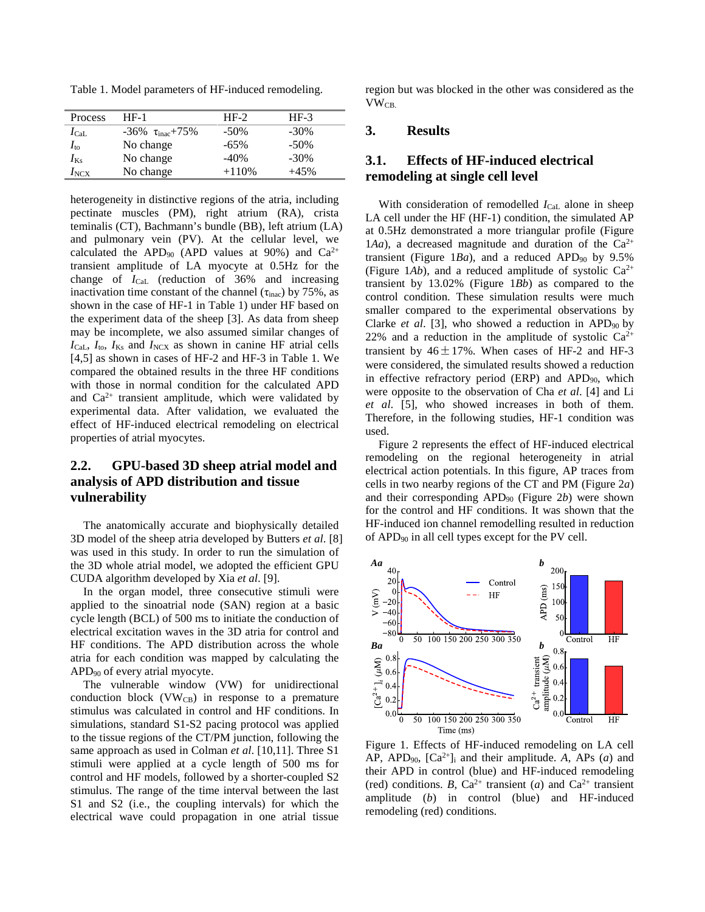Table 1. Model parameters of HF-induced remodeling.

| Process | HF-1 | HF-2 | HF-3 |
|---|---|---|---|
| $I_{CaL}$ | -36% $\tau_{inac}$+75% | -50% | -30% |
| $I_{to}$ | No change | -65% | -50% |
| $I_{Ks}$ | No change | -40% | -30% |
| $I_{NCX}$ | No change | +110% | +45% |

heterogeneity in distinctive regions of the atria, including pectinate muscles (PM), right atrium (RA), crista teminalis (CT), Bachmann's bundle (BB), left atrium (LA) and pulmonary vein (PV). At the cellular level, we calculated the $APD_{90}$ (APD values at 90%) and $Ca^{2+}$ transient amplitude of LA myocyte at 0.5Hz for the change of $I_{CaL}$ (reduction of 36% and increasing inactivation time constant of the channel ($\tau_{inac}$) by 75%, as shown in the case of HF-1 in Table 1) under HF based on the experiment data of the sheep [3]. As data from sheep may be incomplete, we also assumed similar changes of $I_{CaL}$, $I_{to}$, $I_{Ks}$ and $I_{NCX}$ as shown in canine HF atrial cells [4,5] as shown in cases of HF-2 and HF-3 in Table 1. We compared the obtained results in the three HF conditions with those in normal condition for the calculated APD and $Ca^{2+}$ transient amplitude, which were validated by experimental data. After validation, we evaluated the effect of HF-induced electrical remodeling on electrical properties of atrial myocytes.

## 2.2. GPU-based 3D sheep atrial model and analysis of APD distribution and tissue vulnerability

The anatomically accurate and biophysically detailed 3D model of the sheep atria developed by Butters *et al.* [8] was used in this study. In order to run the simulation of the 3D whole atrial model, we adopted the efficient GPU CUDA algorithm developed by Xia *et al.* [9].

In the organ model, three consecutive stimuli were applied to the sinoatrial node (SAN) region at a basic cycle length (BCL) of 500 ms to initiate the conduction of electrical excitation waves in the 3D atria for control and HF conditions. The APD distribution across the whole atria for each condition was mapped by calculating the $APD_{90}$ of every atrial myocyte.

The vulnerable window (VW) for unidirectional conduction block ($VW_{CB}$) in response to a premature stimulus was calculated in control and HF conditions. In simulations, standard S1-S2 pacing protocol was applied to the tissue regions of the CT/PM junction, following the same approach as used in Colman *et al.* [10,11]. Three S1 stimuli were applied at a cycle length of 500 ms for control and HF models, followed by a shorter-coupled S2 stimulus. The range of the time interval between the last S1 and S2 (i.e., the coupling intervals) for which the electrical wave could propagation in one atrial tissue region but was blocked in the other was considered as the $VW_{CB}$.

## 3. Results

## 3.1. Effects of HF-induced electrical remodeling at single cell level

With consideration of remodelled $I_{CaL}$ alone in sheep LA cell under the HF (HF-1) condition, the simulated AP at 0.5Hz demonstrated a more triangular profile (Figure 1*Aa*), a decreased magnitude and duration of the $Ca^{2+}$ transient (Figure 1*Ba*), and a reduced $APD_{90}$ by 9.5% (Figure 1*Ab*), and a reduced amplitude of systolic $Ca^{2+}$ transient by 13.02% (Figure 1*Bb*) as compared to the control condition. These simulation results were much smaller compared to the experimental observations by Clarke *et al.* [3], who showed a reduction in $APD_{90}$ by 22% and a reduction in the amplitude of systolic $Ca^{2+}$ transient by $46 \pm 17\%$. When cases of HF-2 and HF-3 were considered, the simulated results showed a reduction in effective refractory period (ERP) and $APD_{90}$, which were opposite to the observation of Cha *et al.* [4] and Li *et al.* [5], who showed increases in both of them. Therefore, in the following studies, HF-1 condition was used.

Figure 2 represents the effect of HF-induced electrical remodeling on the regional heterogeneity in atrial electrical action potentials. In this figure, AP traces from cells in two nearby regions of the CT and PM (Figure 2*a*) and their corresponding $APD_{90}$ (Figure 2*b*) were shown for the control and HF conditions. It was shown that the HF-induced ion channel remodelling resulted in reduction of $APD_{90}$ in all cell types except for the PV cell.

Figure 1. Effects of HF-induced remodeling on LA cell AP, $APD_{90}$, $[Ca^{2+}]_i$ and their amplitude. *A*, APs (*a*) and their APD in control (blue) and HF-induced remodeling (red) conditions. *B*, $Ca^{2+}$ transient (*a*) and $Ca^{2+}$ transient amplitude (*b*) in control (blue) and HF-induced remodeling (red) conditions.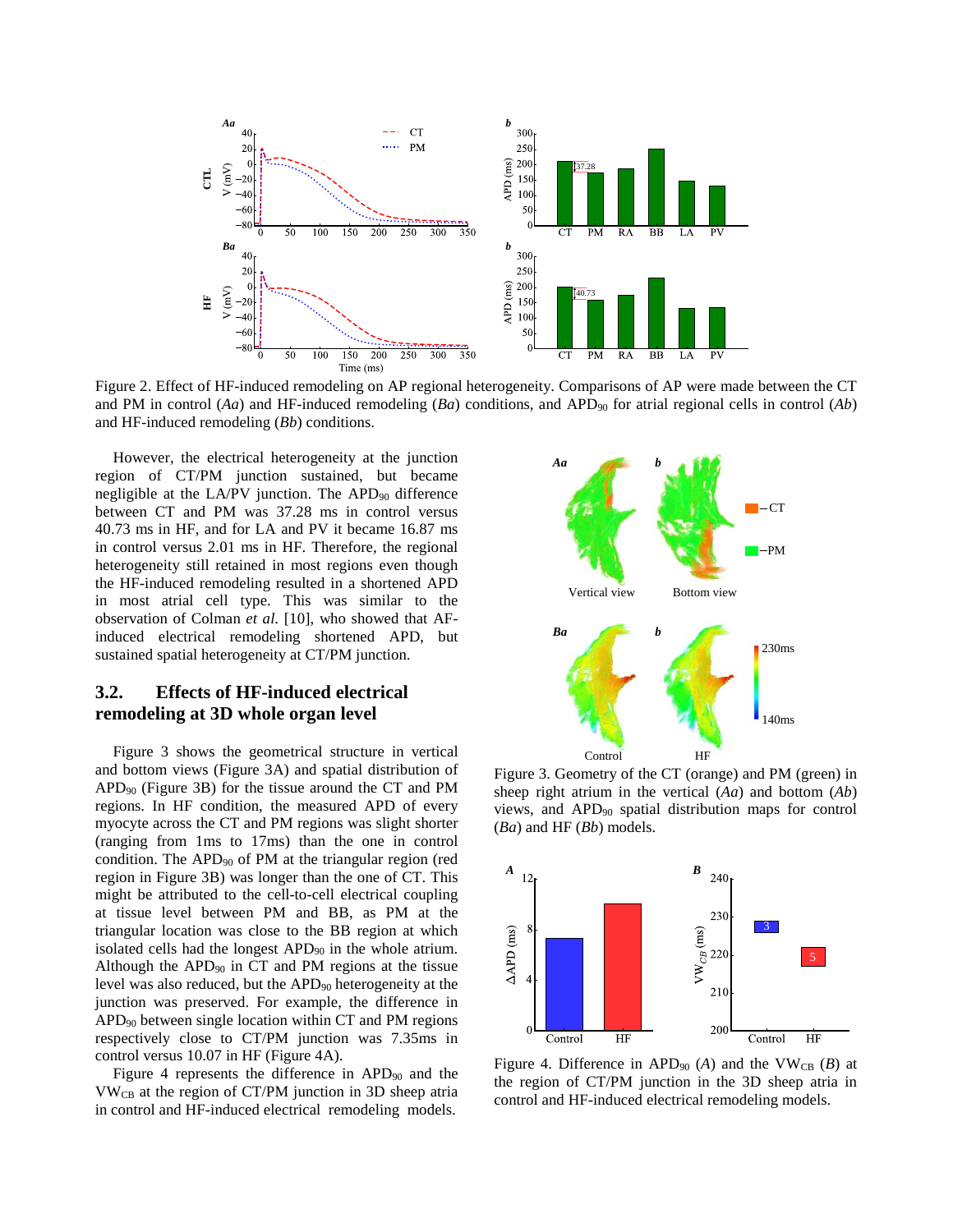Figure 2. Effect of HF-induced remodeling on AP regional heterogeneity. Comparisons of AP were made between the CT and PM in control (*Aa*) and HF-induced remodeling (*Ba*) conditions, and $APD_{90}$ for atrial regional cells in control (*Ab*) and HF-induced remodeling (*Bb*) conditions.

However, the electrical heterogeneity at the junction region of CT/PM junction sustained, but became negligible at the LA/PV junction. The $APD_{90}$ difference between CT and PM was 37.28 ms in control versus 40.73 ms in HF, and for LA and PV it became 16.87 ms in control versus 2.01 ms in HF. Therefore, the regional heterogeneity still retained in most regions even though the HF-induced remodeling resulted in a shortened APD in most atrial cell type. This was similar to the observation of Colman *et al.* [10], who showed that AF-induced electrical remodeling shortened APD, but sustained spatial heterogeneity at CT/PM junction.

## 3.2. Effects of HF-induced electrical remodeling at 3D whole organ level

Figure 3 shows the geometrical structure in vertical and bottom views (Figure 3A) and spatial distribution of $APD_{90}$ (Figure 3B) for the tissue around the CT and PM regions. In HF condition, the measured APD of every myocyte across the CT and PM regions was slight shorter (ranging from 1ms to 17ms) than the one in control condition. The $APD_{90}$ of PM at the triangular region (red region in Figure 3B) was longer than the one of CT. This might be attributed to the cell-to-cell electrical coupling at tissue level between PM and BB, as PM at the triangular location was close to the BB region at which isolated cells had the longest $APD_{90}$ in the whole atrium. Although the $APD_{90}$ in CT and PM regions at the tissue level was also reduced, but the $APD_{90}$ heterogeneity at the junction was preserved. For example, the difference in $APD_{90}$ between single location within CT and PM regions respectively close to CT/PM junction was 7.35ms in control versus 10.07 in HF (Figure 4A).

Figure 4 represents the difference in $APD_{90}$ and the $VW_{CB}$ at the region of CT/PM junction in 3D sheep atria in control and HF-induced electrical remodeling models.

Figure 3. Geometry of the CT (orange) and PM (green) in sheep right atrium in the vertical (*Aa*) and bottom (*Ab*) views, and $APD_{90}$ spatial distribution maps for control (*Ba*) and HF (*Bb*) models.

Figure 4. Difference in $APD_{90}$ (*A*) and the $VW_{CB}$ (*B*) at the region of CT/PM junction in the 3D sheep atria in control and HF-induced electrical remodeling models.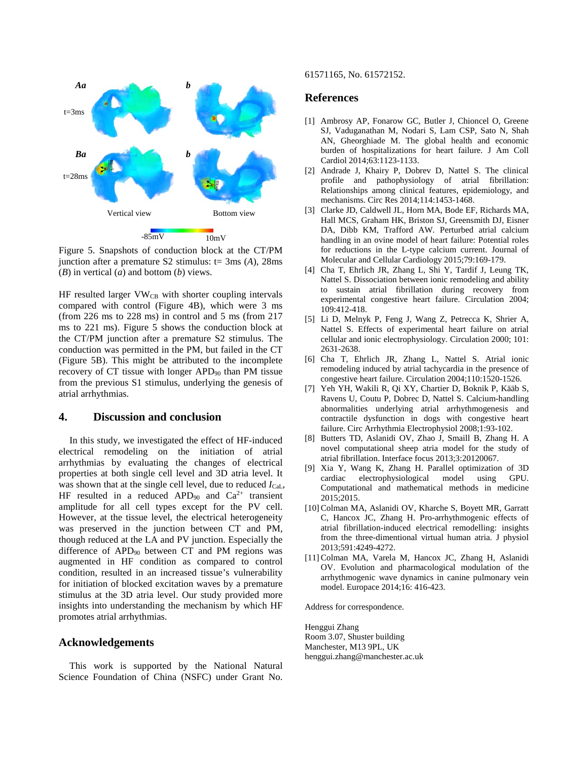Aa

b

t=3ms

Ba

b

t=28ms

Vertical view

Bottom view

-85mV

10mV

Figure 5. Snapshots of conduction block at the CT/PM junction after a premature S2 stimulus: t= 3ms (*A*), 28ms (*B*) in vertical (*a*) and bottom (*b*) views.

HF resulted larger $VW_{CB}$ with shorter coupling intervals compared with control (Figure 4B), which were 3 ms (from 226 ms to 228 ms) in control and 5 ms (from 217 ms to 221 ms). Figure 5 shows the conduction block at the CT/PM junction after a premature S2 stimulus. The conduction was permitted in the PM, but failed in the CT (Figure 5B). This might be attributed to the incomplete recovery of CT tissue with longer $APD_{90}$ than PM tissue from the previous S1 stimulus, underlying the genesis of atrial arrhythmias.

## 4. Discussion and conclusion

In this study, we investigated the effect of HF-induced electrical remodeling on the initiation of atrial arrhythmias by evaluating the changes of electrical properties at both single cell level and 3D atria level. It was shown that at the single cell level, due to reduced $I_{CaL}$, HF resulted in a reduced $APD_{90}$ and $Ca^{2+}$ transient amplitude for all cell types except for the PV cell. However, at the tissue level, the electrical heterogeneity was preserved in the junction between CT and PM, though reduced at the LA and PV junction. Especially the difference of $APD_{90}$ between CT and PM regions was augmented in HF condition as compared to control condition, resulted in an increased tissue's vulnerability for initiation of blocked excitation waves by a premature stimulus at the 3D atria level. Our study provided more insights into understanding the mechanism by which HF promotes atrial arrhythmias.

## Acknowledgements

This work is supported by the National Natural Science Foundation of China (NSFC) under Grant No. 61571165, No. 61572152.

## References

[1] Ambrosy AP, Fonarow GC, Butler J, Chioncel O, Greene SJ, Vaduganathan M, Nodari S, Lam CSP, Sato N, Shah AN, Gheorghiade M. The global health and economic burden of hospitalizations for heart failure. J Am Coll Cardiol 2014;63:1123-1133.

[2] Andrade J, Khairy P, Dobrev D, Nattel S. The clinical profile and pathophysiology of atrial fibrillation: Relationships among clinical features, epidemiology, and mechanisms. Circ Res 2014;114:1453-1468.

[3] Clarke JD, Caldwell JL, Horn MA, Bode EF, Richards MA, Hall MCS, Graham HK, Briston SJ, Greensmith DJ, Eisner DA, Dibb KM, Trafford AW. Perturbed atrial calcium handling in an ovine model of heart failure: Potential roles for reductions in the L-type calcium current. Journal of Molecular and Cellular Cardiology 2015;79:169-179.

[4] Cha T, Ehrlich JR, Zhang L, Shi Y, Tardif J, Leung TK, Nattel S. Dissociation between ionic remodeling and ability to sustain atrial fibrillation during recovery from experimental congestive heart failure. Circulation 2004; 109:412-418.

[5] Li D, Melnyk P, Feng J, Wang Z, Petrecca K, Shrier A, Nattel S. Effects of experimental heart failure on atrial cellular and ionic electrophysiology. Circulation 2000; 101: 2631-2638.

[6] Cha T, Ehrlich JR, Zhang L, Nattel S. Atrial ionic remodeling induced by atrial tachycardia in the presence of congestive heart failure. Circulation 2004;110:1520-1526.

[7] Yeh YH, Wakili R, Qi XY, Chartier D, Boknik P, Kääb S, Ravens U, Coutu P, Dobrec D, Nattel S. Calcium-handling abnormalities underlying atrial arrhythmogenesis and contractile dysfunction in dogs with congestive heart failure. Circ Arrhythmia Electrophysiol 2008;1:93-102.

[8] Butters TD, Aslanidi OV, Zhao J, Smaill B, Zhang H. A novel computational sheep atria model for the study of atrial fibrillation. Interface focus 2013;3:20120067.

[9] Xia Y, Wang K, Zhang H. Parallel optimization of 3D cardiac electrophysiological model using GPU. Computational and mathematical methods in medicine 2015;2015.

[10] Colman MA, Aslanidi OV, Kharche S, Boyett MR, Garratt C, Hancox JC, Zhang H. Pro-arrhythmogenic effects of atrial fibrillation-induced electrical remodelling: insights from the three-dimentional virtual human atria. J physiol 2013;591:4249-4272.

[11] Colman MA, Varela M, Hancox JC, Zhang H, Aslanidi OV. Evolution and pharmacological modulation of the arrhythmogenic wave dynamics in canine pulmonary vein model. Europace 2014;16: 416-423.

Address for correspondence.

Henggui Zhang
Room 3.07, Shuster building
Manchester, M13 9PL, UK
henggui.zhang@manchester.ac.uk